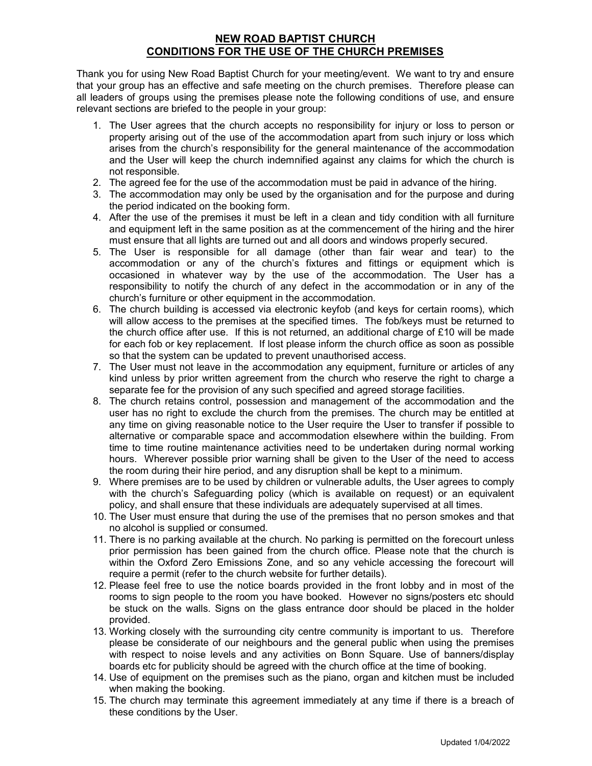# NEW ROAD BAPTIST CHURCH
## CONDITIONS FOR THE USE OF THE CHURCH PREMISES

Thank you for using New Road Baptist Church for your meeting/event. We want to try and ensure that your group has an effective and safe meeting on the church premises. Therefore please can all leaders of groups using the premises please note the following conditions of use, and ensure relevant sections are briefed to the people in your group:

1. The User agrees that the church accepts no responsibility for injury or loss to person or property arising out of the use of the accommodation apart from such injury or loss which arises from the church's responsibility for the general maintenance of the accommodation and the User will keep the church indemnified against any claims for which the church is not responsible.
2. The agreed fee for the use of the accommodation must be paid in advance of the hiring.
3. The accommodation may only be used by the organisation and for the purpose and during the period indicated on the booking form.
4. After the use of the premises it must be left in a clean and tidy condition with all furniture and equipment left in the same position as at the commencement of the hiring and the hirer must ensure that all lights are turned out and all doors and windows properly secured.
5. The User is responsible for all damage (other than fair wear and tear) to the accommodation or any of the church's fixtures and fittings or equipment which is occasioned in whatever way by the use of the accommodation. The User has a responsibility to notify the church of any defect in the accommodation or in any of the church's furniture or other equipment in the accommodation.
6. The church building is accessed via electronic keyfob (and keys for certain rooms), which will allow access to the premises at the specified times. The fob/keys must be returned to the church office after use. If this is not returned, an additional charge of £10 will be made for each fob or key replacement. If lost please inform the church office as soon as possible so that the system can be updated to prevent unauthorised access.
7. The User must not leave in the accommodation any equipment, furniture or articles of any kind unless by prior written agreement from the church who reserve the right to charge a separate fee for the provision of any such specified and agreed storage facilities.
8. The church retains control, possession and management of the accommodation and the user has no right to exclude the church from the premises. The church may be entitled at any time on giving reasonable notice to the User require the User to transfer if possible to alternative or comparable space and accommodation elsewhere within the building. From time to time routine maintenance activities need to be undertaken during normal working hours. Wherever possible prior warning shall be given to the User of the need to access the room during their hire period, and any disruption shall be kept to a minimum.
9. Where premises are to be used by children or vulnerable adults, the User agrees to comply with the church's Safeguarding policy (which is available on request) or an equivalent policy, and shall ensure that these individuals are adequately supervised at all times.
10. The User must ensure that during the use of the premises that no person smokes and that no alcohol is supplied or consumed.
11. There is no parking available at the church. No parking is permitted on the forecourt unless prior permission has been gained from the church office. Please note that the church is within the Oxford Zero Emissions Zone, and so any vehicle accessing the forecourt will require a permit (refer to the church website for further details).
12. Please feel free to use the notice boards provided in the front lobby and in most of the rooms to sign people to the room you have booked. However no signs/posters etc should be stuck on the walls. Signs on the glass entrance door should be placed in the holder provided.
13. Working closely with the surrounding city centre community is important to us. Therefore please be considerate of our neighbours and the general public when using the premises with respect to noise levels and any activities on Bonn Square. Use of banners/display boards etc for publicity should be agreed with the church office at the time of booking.
14. Use of equipment on the premises such as the piano, organ and kitchen must be included when making the booking.
15. The church may terminate this agreement immediately at any time if there is a breach of these conditions by the User.

Updated 1/04/2022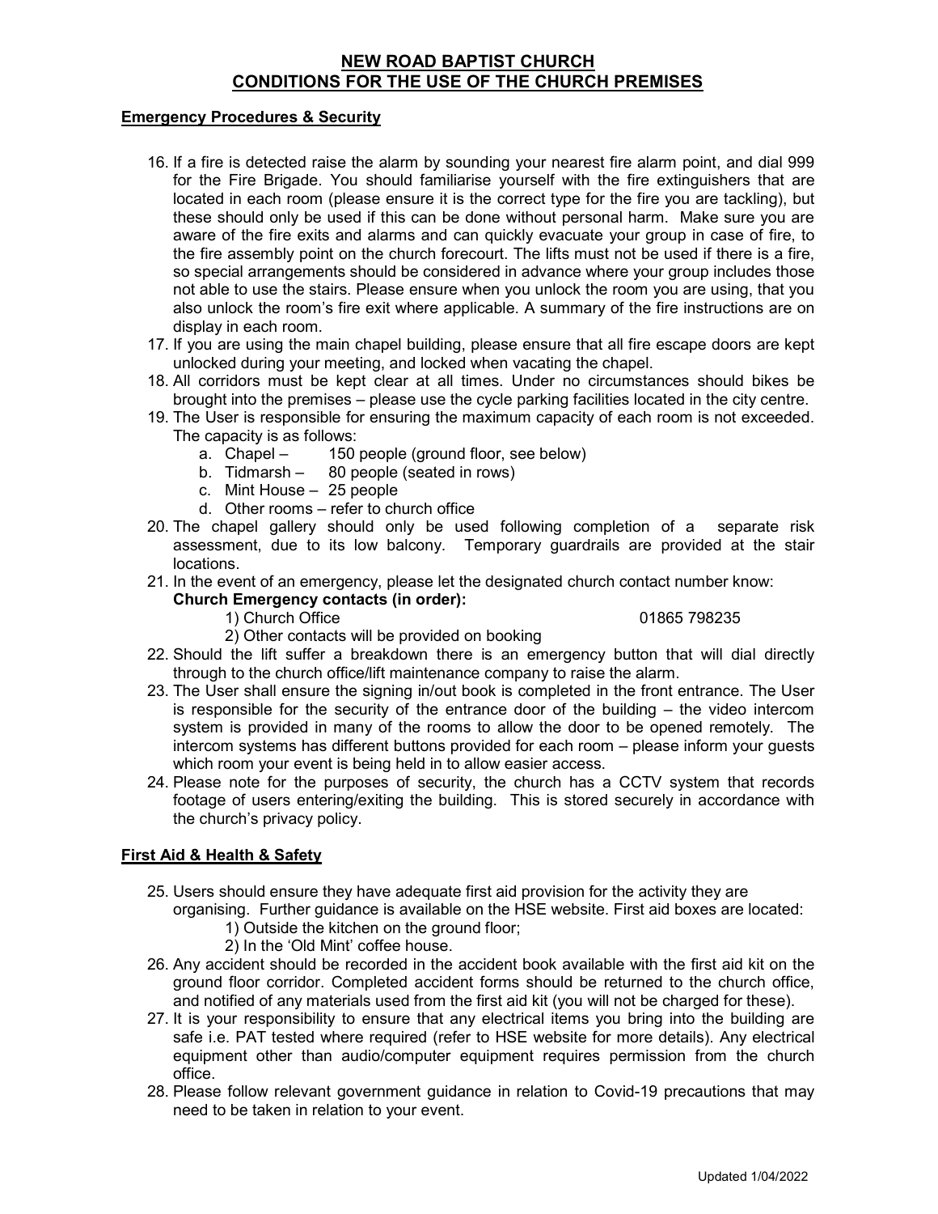# NEW ROAD BAPTIST CHURCH
# CONDITIONS FOR THE USE OF THE CHURCH PREMISES

## Emergency Procedures & Security

16. If a fire is detected raise the alarm by sounding your nearest fire alarm point, and dial 999 for the Fire Brigade. You should familiarise yourself with the fire extinguishers that are located in each room (please ensure it is the correct type for the fire you are tackling), but these should only be used if this can be done without personal harm. Make sure you are aware of the fire exits and alarms and can quickly evacuate your group in case of fire, to the fire assembly point on the church forecourt. The lifts must not be used if there is a fire, so special arrangements should be considered in advance where your group includes those not able to use the stairs. Please ensure when you unlock the room you are using, that you also unlock the room's fire exit where applicable. A summary of the fire instructions are on display in each room.
17. If you are using the main chapel building, please ensure that all fire escape doors are kept unlocked during your meeting, and locked when vacating the chapel.
18. All corridors must be kept clear at all times. Under no circumstances should bikes be brought into the premises – please use the cycle parking facilities located in the city centre.
19. The User is responsible for ensuring the maximum capacity of each room is not exceeded. The capacity is as follows:
    a. Chapel – 150 people (ground floor, see below)
    b. Tidmarsh – 80 people (seated in rows)
    c. Mint House – 25 people
    d. Other rooms – refer to church office
20. The chapel gallery should only be used following completion of a separate risk assessment, due to its low balcony. Temporary guardrails are provided at the stair locations.
21. In the event of an emergency, please let the designated church contact number know:
    **Church Emergency contacts (in order):**
    1) Church Office 01865 798235
    2) Other contacts will be provided on booking
22. Should the lift suffer a breakdown there is an emergency button that will dial directly through to the church office/lift maintenance company to raise the alarm.
23. The User shall ensure the signing in/out book is completed in the front entrance. The User is responsible for the security of the entrance door of the building – the video intercom system is provided in many of the rooms to allow the door to be opened remotely. The intercom systems has different buttons provided for each room – please inform your guests which room your event is being held in to allow easier access.
24. Please note for the purposes of security, the church has a CCTV system that records footage of users entering/exiting the building. This is stored securely in accordance with the church's privacy policy.

## First Aid & Health & Safety

25. Users should ensure they have adequate first aid provision for the activity they are organising. Further guidance is available on the HSE website. First aid boxes are located:
    1) Outside the kitchen on the ground floor;
    2) In the 'Old Mint' coffee house.
26. Any accident should be recorded in the accident book available with the first aid kit on the ground floor corridor. Completed accident forms should be returned to the church office, and notified of any materials used from the first aid kit (you will not be charged for these).
27. It is your responsibility to ensure that any electrical items you bring into the building are safe i.e. PAT tested where required (refer to HSE website for more details). Any electrical equipment other than audio/computer equipment requires permission from the church office.
28. Please follow relevant government guidance in relation to Covid-19 precautions that may need to be taken in relation to your event.

Updated 1/04/2022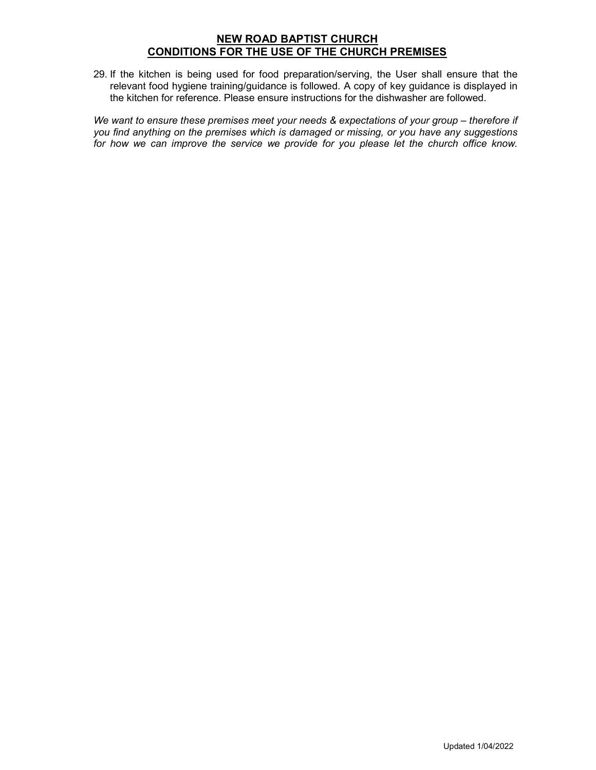29. If the kitchen is being used for food preparation/serving, the User shall ensure that the relevant food hygiene training/guidance is followed. A copy of key guidance is displayed in the kitchen for reference. Please ensure instructions for the dishwasher are followed.

*We want to ensure these premises meet your needs & expectations of your group – therefore if you find anything on the premises which is damaged or missing, or you have any suggestions for how we can improve the service we provide for you please let the church office know.*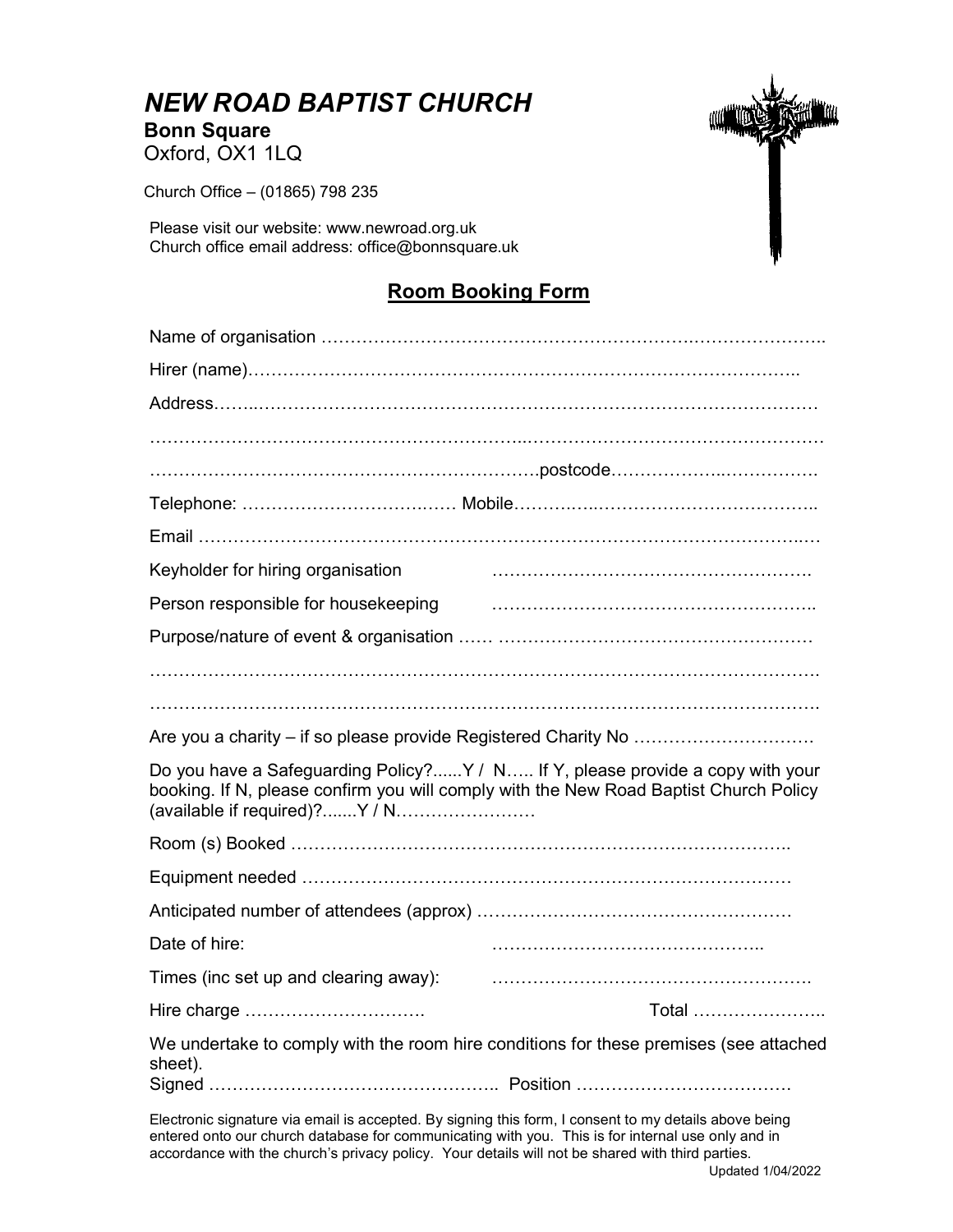# *NEW ROAD BAPTIST CHURCH*

**Bonn Square**
Oxford, OX1 1LQ

Church Office – (01865) 798 235

Please visit our website: www.newroad.org.uk
Church office email address: office@bonnsquare.uk

## Room Booking Form

Name of organisation ……………………………………………………….…………………..

Hirer (name)……………………………………………………………………………..

Address……..…………………………………………………………………………………

…………………………………………………..………………………………….……………

……………………………………………………….postcode……………..…………….

Telephone: ……………………….…… Mobile…………..………………………………..

Email ……………………………………………………….………………………………..…

Keyholder for hiring organisation ……………………………………………….

Person responsible for housekeeping ………………………………………………..

Purpose/nature of event & organisation …… ………………………………………………

………………………….…………………………………………………….…….………….

………………………….…………………………………………………….…….………….

Are you a charity – if so please provide Registered Charity No ………………………….

Do you have a Safeguarding Policy?......Y / N….. If Y, please provide a copy with your booking. If N, please confirm you will comply with the New Road Baptist Church Policy (available if required)?.......Y / N……………………

Room (s) Booked ………………………………………………………………………..

Equipment needed ………………………………………………………….……………

Anticipated number of attendees (approx) ……………………………….………………

Date of hire: ………………………………………..

Times (inc set up and clearing away): ……………………………………………….

Hire charge …………………………. Total …………………..

We undertake to comply with the room hire conditions for these premises (see attached sheet).
Signed ………….………………………………. Position ……………….……………….

Electronic signature via email is accepted. By signing this form, I consent to my details above being entered onto our church database for communicating with you. This is for internal use only and in accordance with the church's privacy policy. Your details will not be shared with third parties.

Updated 1/04/2022